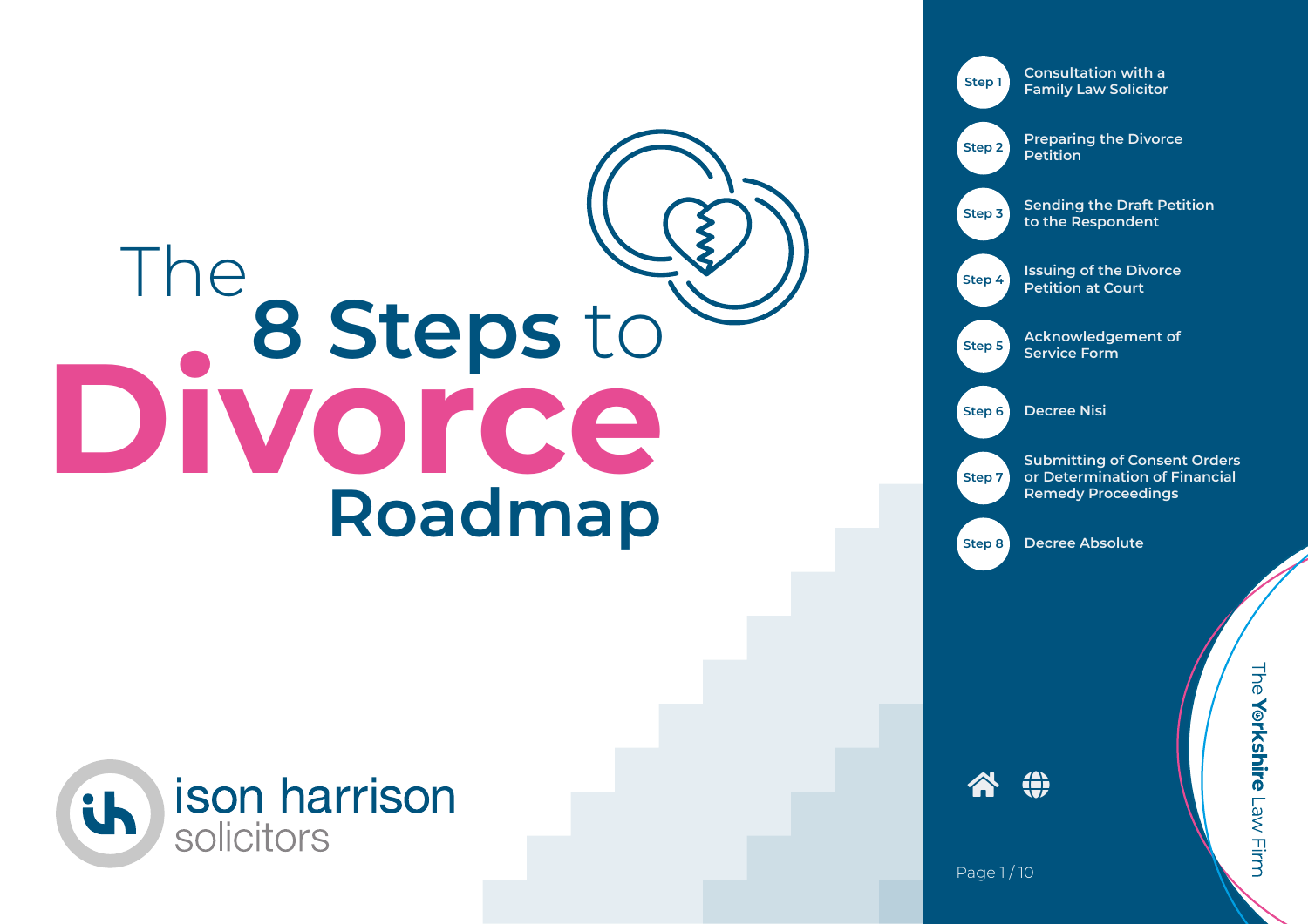# The 8 Steps to Divorce Roadmap

ison harrison solicitors

- **Step 1** Consultation with a Family Law Solicitor
- **Step 2** Preparing the Divorce Petition
- **Step 3** Sending the Draft Petition to the Respondent
- **Step 4** Issuing of the Divorce Petition at Court
- **Step 5** Acknowledgement of Service Form
- **Step 6** Decree Nisi
- **Step 7** Submitting of Consent Orders or Determination of Financial Remedy Proceedings
- **Step 8** Decree Absolute

The **Yorkshire** Law Firm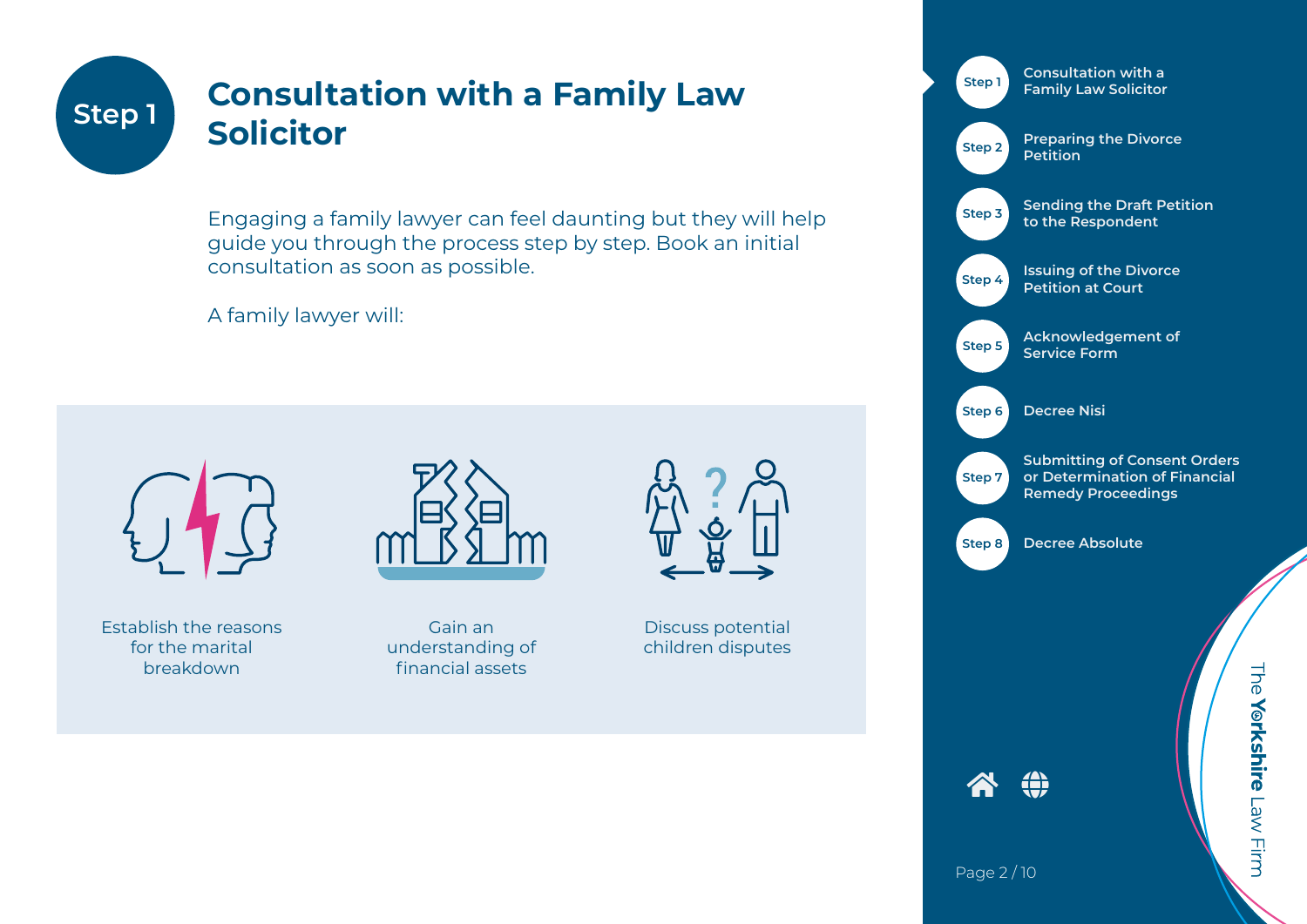# Step 1

## Consultation with a Family Law Solicitor

Engaging a family lawyer can feel daunting but they will help guide you through the process step by step. Book an initial consultation as soon as possible.

A family lawyer will:

- Establish the reasons for the marital breakdown
- Gain an understanding of financial assets
- Discuss potential children disputes

---

- Step 1 — Consultation with a Family Law Solicitor
- Step 2 — Preparing the Divorce Petition
- Step 3 — Sending the Draft Petition to the Respondent
- Step 4 — Issuing of the Divorce Petition at Court
- Step 5 — Acknowledgement of Service Form
- Step 6 — Decree Nisi
- Step 7 — Submitting of Consent Orders or Determination of Financial Remedy Proceedings
- Step 8 — Decree Absolute

The **Yorkshire** Law Firm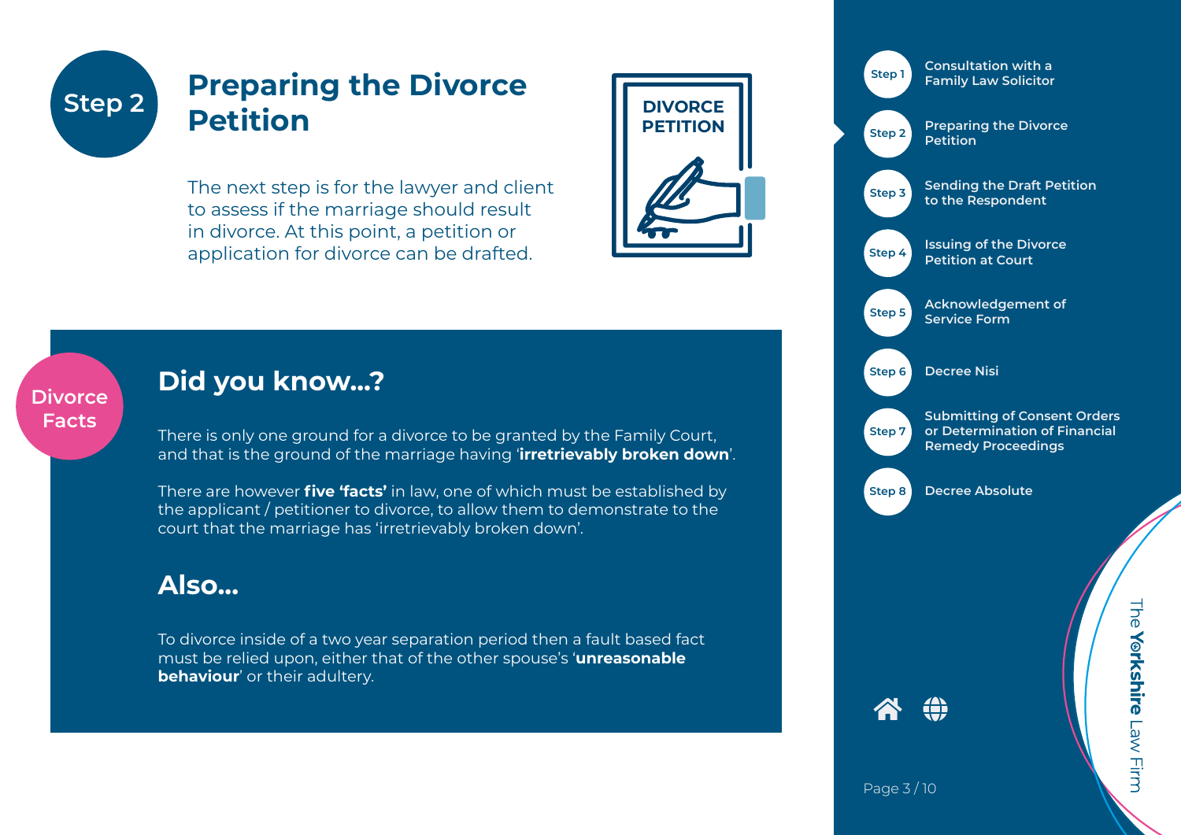# Step 2

## Preparing the Divorce Petition

The next step is for the lawyer and client to assess if the marriage should result in divorce. At this point, a petition or application for divorce can be drafted.

DIVORCE PETITION

**Divorce Facts**

### Did you know...?

There is only one ground for a divorce to be granted by the Family Court, and that is the ground of the marriage having '**irretrievably broken down**'.

There are however **five 'facts'** in law, one of which must be established by the applicant / petitioner to divorce, to allow them to demonstrate to the court that the marriage has 'irretrievably broken down'.

### Also...

To divorce inside of a two year separation period then a fault based fact must be relied upon, either that of the other spouse's '**unreasonable behaviour**' or their adultery.

- Step 1 — Consultation with a Family Law Solicitor
- Step 2 — Preparing the Divorce Petition
- Step 3 — Sending the Draft Petition to the Respondent
- Step 4 — Issuing of the Divorce Petition at Court
- Step 5 — Acknowledgement of Service Form
- Step 6 — Decree Nisi
- Step 7 — Submitting of Consent Orders or Determination of Financial Remedy Proceedings
- Step 8 — Decree Absolute

The **Yorkshire** Law Firm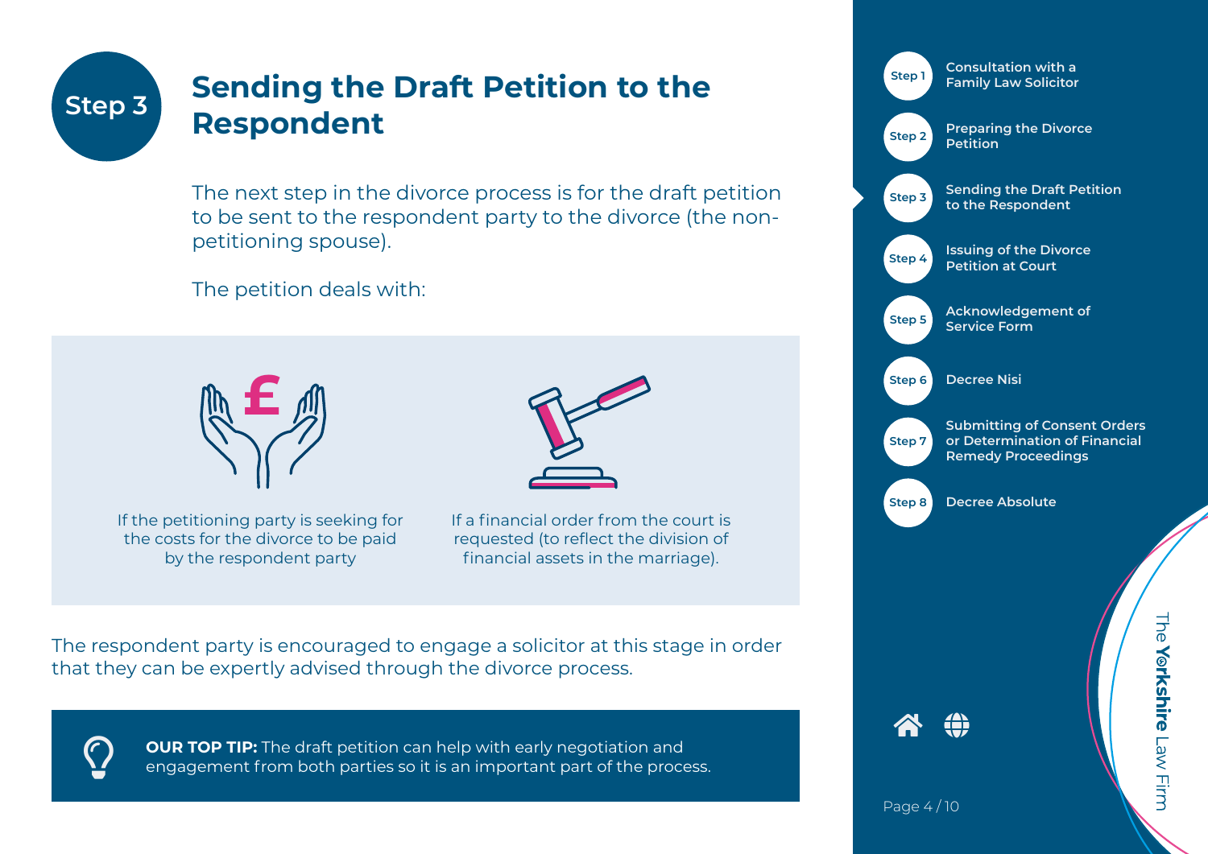# Step 3

## Sending the Draft Petition to the Respondent

The next step in the divorce process is for the draft petition to be sent to the respondent party to the divorce (the non-petitioning spouse).

The petition deals with:

- If the petitioning party is seeking for the costs for the divorce to be paid by the respondent party
- If a financial order from the court is requested (to reflect the division of financial assets in the marriage).

The respondent party is encouraged to engage a solicitor at this stage in order that they can be expertly advised through the divorce process.

> **OUR TOP TIP:** The draft petition can help with early negotiation and engagement from both parties so it is an important part of the process.

- Step 1 Consultation with a Family Law Solicitor
- Step 2 Preparing the Divorce Petition
- Step 3 Sending the Draft Petition to the Respondent
- Step 4 Issuing of the Divorce Petition at Court
- Step 5 Acknowledgement of Service Form
- Step 6 Decree Nisi
- Step 7 Submitting of Consent Orders or Determination of Financial Remedy Proceedings
- Step 8 Decree Absolute

The Yorkshire Law Firm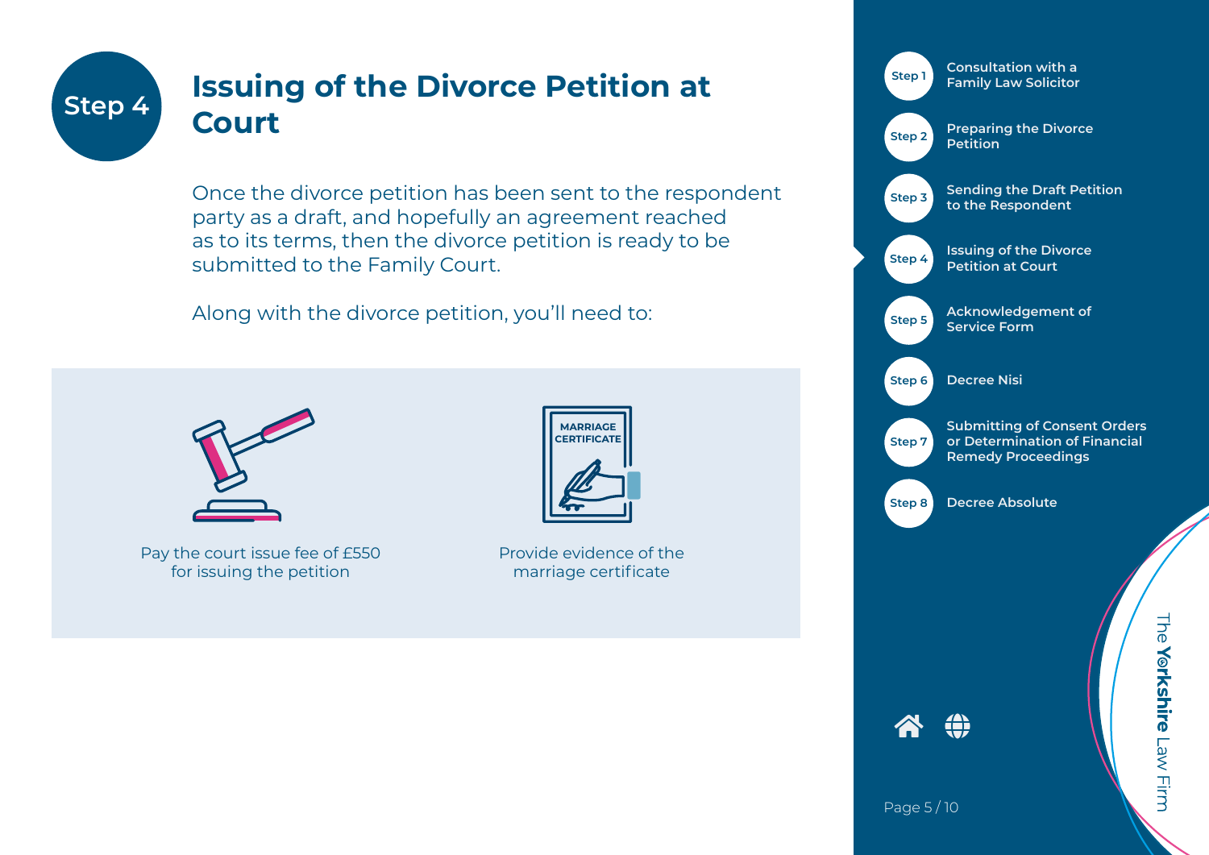# Step 4

## Issuing of the Divorce Petition at Court

Once the divorce petition has been sent to the respondent party as a draft, and hopefully an agreement reached as to its terms, then the divorce petition is ready to be submitted to the Family Court.

Along with the divorce petition, you'll need to:

- Pay the court issue fee of £550 for issuing the petition
- Provide evidence of the marriage certificate

- Step 1 — Consultation with a Family Law Solicitor
- Step 2 — Preparing the Divorce Petition
- Step 3 — Sending the Draft Petition to the Respondent
- Step 4 — Issuing of the Divorce Petition at Court
- Step 5 — Acknowledgement of Service Form
- Step 6 — Decree Nisi
- Step 7 — Submitting of Consent Orders or Determination of Financial Remedy Proceedings
- Step 8 — Decree Absolute

The Yorkshire Law Firm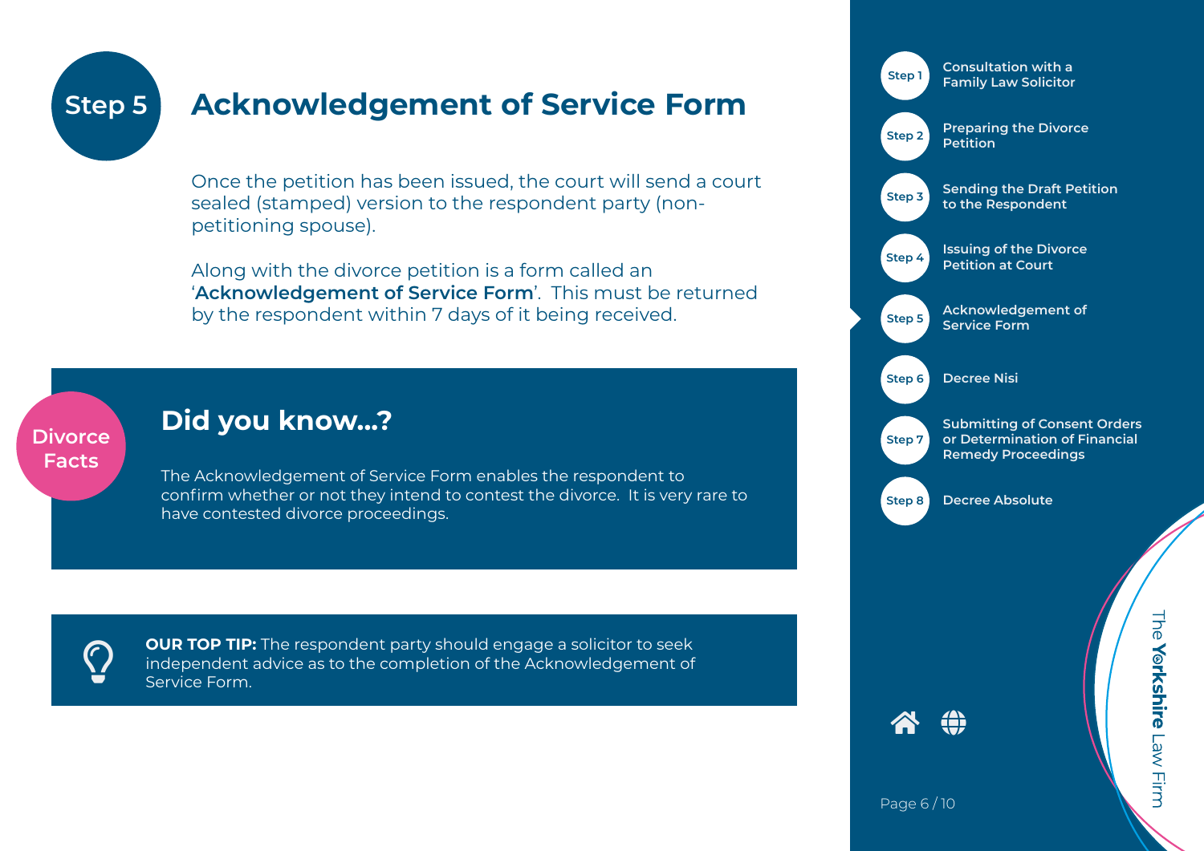# Step 5 Acknowledgement of Service Form

Once the petition has been issued, the court will send a court sealed (stamped) version to the respondent party (non-petitioning spouse).

Along with the divorce petition is a form called an '**Acknowledgement of Service Form**'. This must be returned by the respondent within 7 days of it being received.

**Divorce Facts**

## Did you know...?

The Acknowledgement of Service Form enables the respondent to confirm whether or not they intend to contest the divorce. It is very rare to have contested divorce proceedings.

**OUR TOP TIP:** The respondent party should engage a solicitor to seek independent advice as to the completion of the Acknowledgement of Service Form.

- Step 1 Consultation with a Family Law Solicitor
- Step 2 Preparing the Divorce Petition
- Step 3 Sending the Draft Petition to the Respondent
- Step 4 Issuing of the Divorce Petition at Court
- Step 5 Acknowledgement of Service Form
- Step 6 Decree Nisi
- Step 7 Submitting of Consent Orders or Determination of Financial Remedy Proceedings
- Step 8 Decree Absolute

The Yorkshire Law Firm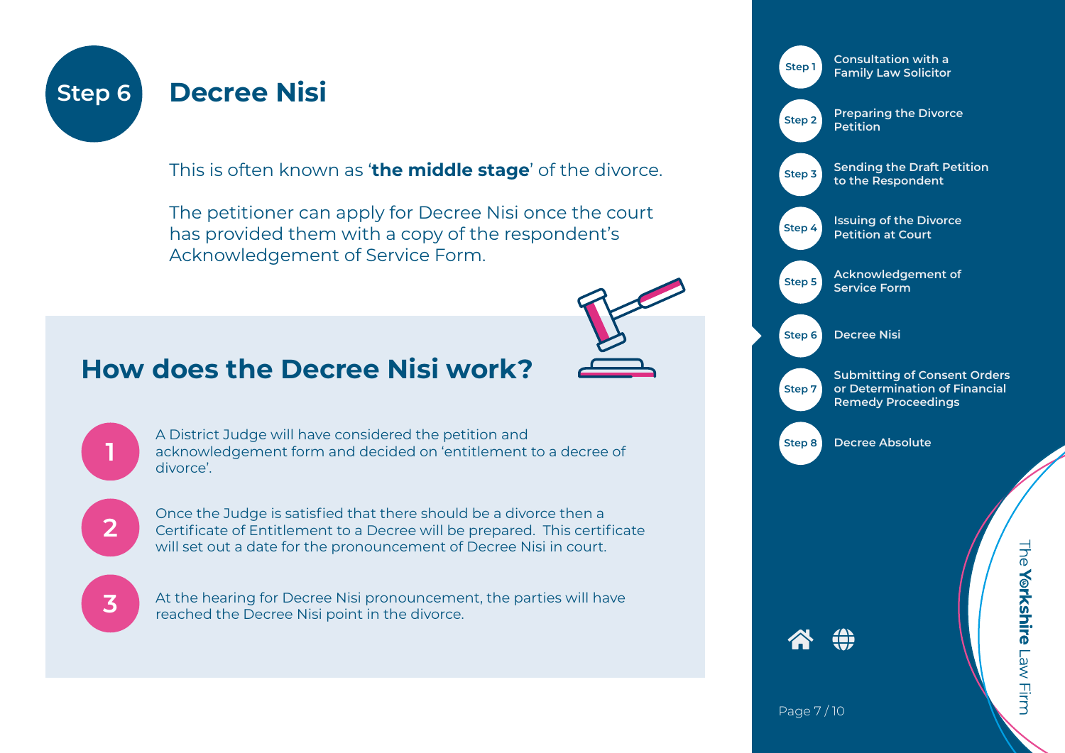# Step 6 Decree Nisi

This is often known as '**the middle stage**' of the divorce.

The petitioner can apply for Decree Nisi once the court has provided them with a copy of the respondent's Acknowledgement of Service Form.

## How does the Decree Nisi work?

1. A District Judge will have considered the petition and acknowledgement form and decided on 'entitlement to a decree of divorce'.
2. Once the Judge is satisfied that there should be a divorce then a Certificate of Entitlement to a Decree will be prepared. This certificate will set out a date for the pronouncement of Decree Nisi in court.
3. At the hearing for Decree Nisi pronouncement, the parties will have reached the Decree Nisi point in the divorce.

- Step 1 Consultation with a Family Law Solicitor
- Step 2 Preparing the Divorce Petition
- Step 3 Sending the Draft Petition to the Respondent
- Step 4 Issuing of the Divorce Petition at Court
- Step 5 Acknowledgement of Service Form
- Step 6 Decree Nisi
- Step 7 Submitting of Consent Orders or Determination of Financial Remedy Proceedings
- Step 8 Decree Absolute

The **Yorkshire** Law Firm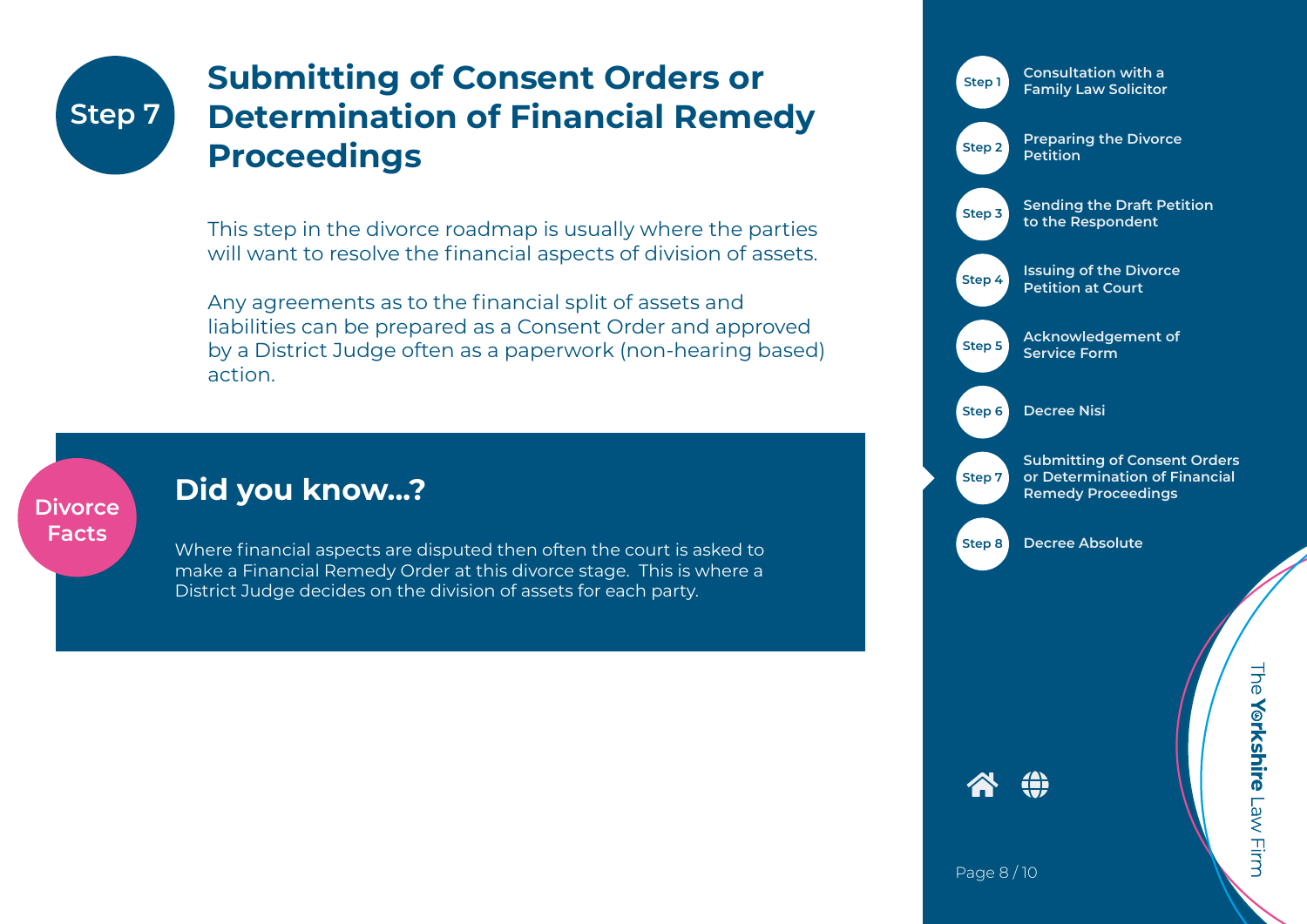# Step 7

## Submitting of Consent Orders or Determination of Financial Remedy Proceedings

This step in the divorce roadmap is usually where the parties will want to resolve the financial aspects of division of assets.

Any agreements as to the financial split of assets and liabilities can be prepared as a Consent Order and approved by a District Judge often as a paperwork (non-hearing based) action.

**Divorce Facts**

### Did you know...?

Where financial aspects are disputed then often the court is asked to make a Financial Remedy Order at this divorce stage. This is where a District Judge decides on the division of assets for each party.

- **Step 1** Consultation with a Family Law Solicitor
- **Step 2** Preparing the Divorce Petition
- **Step 3** Sending the Draft Petition to the Respondent
- **Step 4** Issuing of the Divorce Petition at Court
- **Step 5** Acknowledgement of Service Form
- **Step 6** Decree Nisi
- **Step 7** Submitting of Consent Orders or Determination of Financial Remedy Proceedings
- **Step 8** Decree Absolute

The Yorkshire Law Firm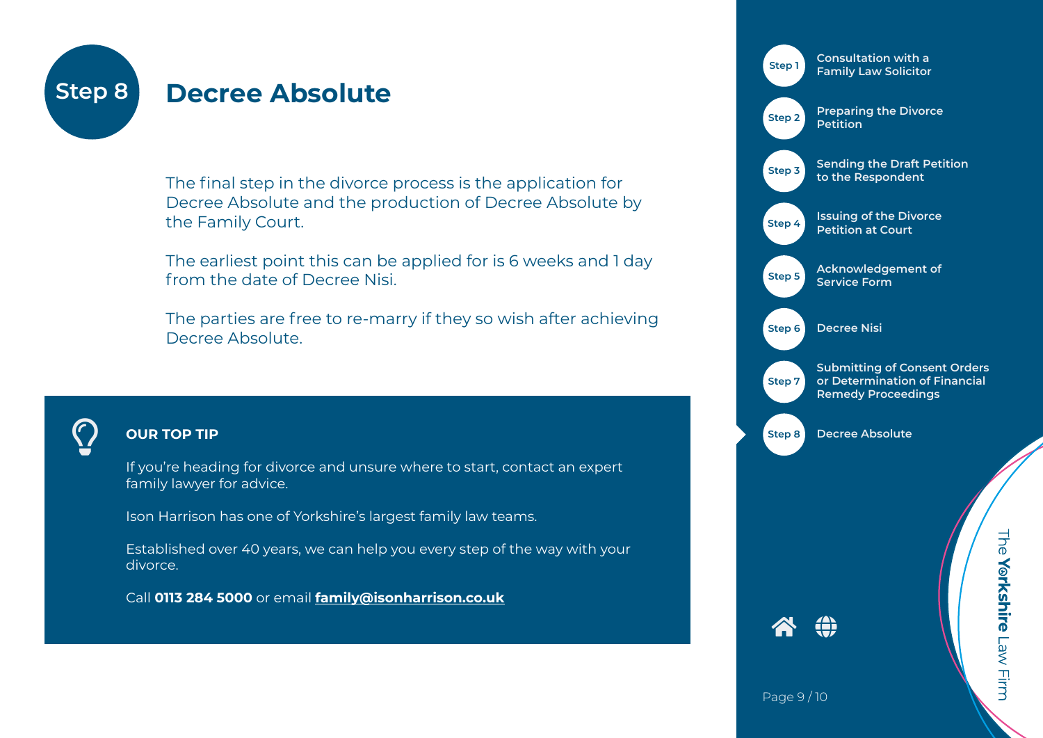# Step 8 Decree Absolute

The final step in the divorce process is the application for Decree Absolute and the production of Decree Absolute by the Family Court.

The earliest point this can be applied for is 6 weeks and 1 day from the date of Decree Nisi.

The parties are free to re-marry if they so wish after achieving Decree Absolute.

**OUR TOP TIP**

If you're heading for divorce and unsure where to start, contact an expert family lawyer for advice.

Ison Harrison has one of Yorkshire's largest family law teams.

Established over 40 years, we can help you every step of the way with your divorce.

Call **0113 284 5000** or email **family@isonharrison.co.uk**

- Step 1 Consultation with a Family Law Solicitor
- Step 2 Preparing the Divorce Petition
- Step 3 Sending the Draft Petition to the Respondent
- Step 4 Issuing of the Divorce Petition at Court
- Step 5 Acknowledgement of Service Form
- Step 6 Decree Nisi
- Step 7 Submitting of Consent Orders or Determination of Financial Remedy Proceedings
- Step 8 Decree Absolute

The **Yorkshire** Law Firm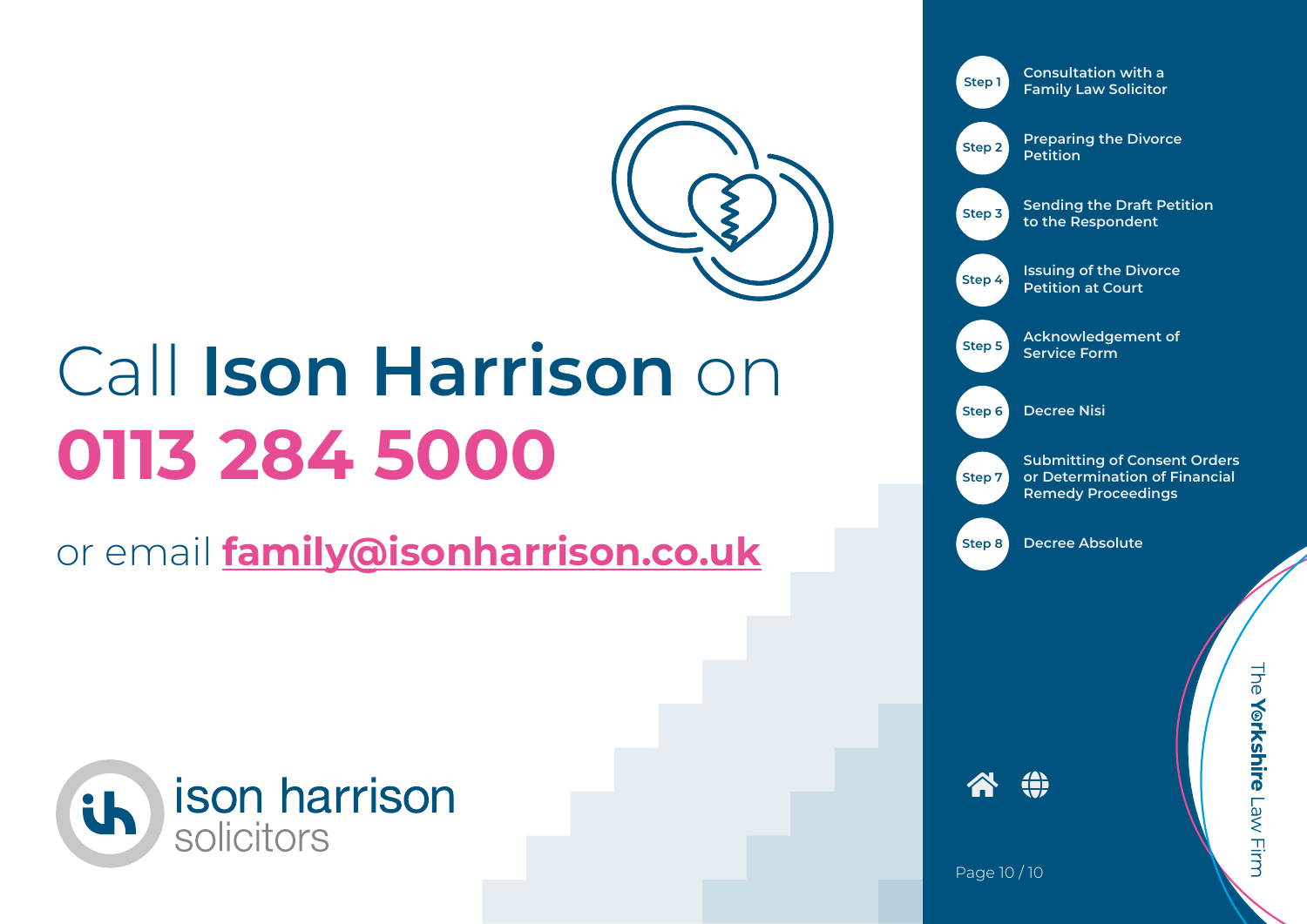# Call **Ison Harrison** on **0113 284 5000**

or email **family@isonharrison.co.uk**

ison harrison
solicitors

- **Step 1** Consultation with a Family Law Solicitor
- **Step 2** Preparing the Divorce Petition
- **Step 3** Sending the Draft Petition to the Respondent
- **Step 4** Issuing of the Divorce Petition at Court
- **Step 5** Acknowledgement of Service Form
- **Step 6** Decree Nisi
- **Step 7** Submitting of Consent Orders or Determination of Financial Remedy Proceedings
- **Step 8** Decree Absolute

The **Yorkshire** Law Firm